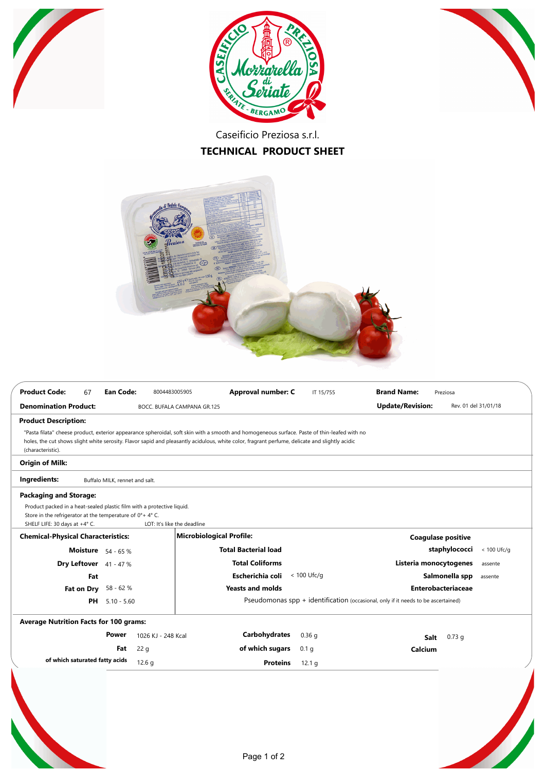Caseificio Preziosa s.r.l.

# TECHNICAL PRODUCT SHEET

| | | | |
|---|---|---|---|
| **Product Code:** 67 | **Ean Code:** 8004483005905 | **Approval number: C** IT 15/755 | **Brand Name:** Preziosa |
| **Denomination Product:** BOCC. BUFALA CAMPANA GR.125 | | | **Update/Revision:** Rev. 01 del 31/01/18 |

**Product Description:**

"Pasta filata" cheese product, exterior appearance spheroidal, soft skin with a smooth and homogeneous surface. Paste of thin-leafed with no holes, the cut shows slight white serosity. Flavor sapid and pleasantly acidulous, white color, fragrant perfume, delicate and slightly acidic (characteristic).

**Origin of Milk:**

**Ingredients:** Buffalo MILK, rennet and salt.

**Packaging and Storage:**

Product packed in a heat-sealed plastic film with a protective liquid.
Store in the refrigerator at the temperature of 0°+ 4° C.
SHELF LIFE: 30 days at +4° C. LOT: It's like the deadline

**Chemical-Physical Characteristics:**

| | |
|---|---|
| **Moisture** | 54 - 65 % |
| **Dry Leftover** | 41 - 47 % |
| **Fat** | |
| **Fat on Dry** | 58 - 62 % |
| **PH** | 5.10 - 5.60 |

**Microbiological Profile:**

| | | | |
|---|---|---|---|
| **Total Bacterial load** | | **Coagulase positive staphylococci** | < 100 Ufc/g |
| **Total Coliforms** | | **Listeria monocytogenes** | assente |
| **Escherichia coli** | < 100 Ufc/g | **Salmonella spp** | assente |
| **Yeasts and molds** | | **Enterobacteriaceae** | |

Pseudomonas spp + identification (occasional, only if it needs to be ascertained)

**Average Nutrition Facts for 100 grams:**

| | | | | | |
|---|---|---|---|---|---|
| **Power** | 1026 KJ - 248 Kcal | **Carbohydrates** | 0.36 g | **Salt** | 0.73 g |
| **Fat** | 22 g | **of which sugars** | 0.1 g | **Calcium** | |
| **of which saturated fatty acids** | 12.6 g | **Proteins** | 12.1 g | | |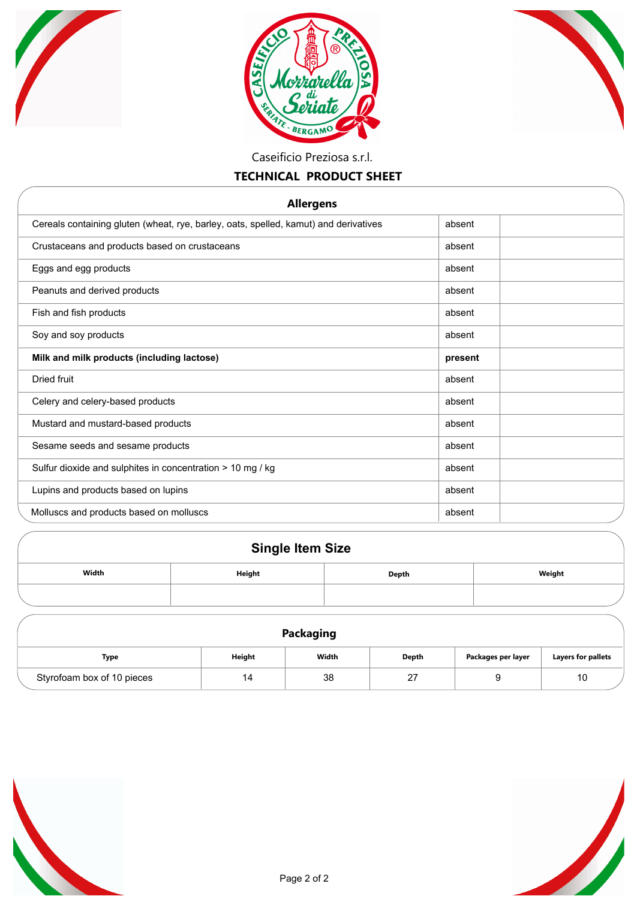Caseificio Preziosa s.r.l.

## TECHNICAL PRODUCT SHEET

### Allergens

| | | |
|---|---|---|
| Cereals containing gluten (wheat, rye, barley, oats, spelled, kamut) and derivatives | absent | |
| Crustaceans and products based on crustaceans | absent | |
| Eggs and egg products | absent | |
| Peanuts and derived products | absent | |
| Fish and fish products | absent | |
| Soy and soy products | absent | |
| **Milk and milk products (including lactose)** | **present** | |
| Dried fruit | absent | |
| Celery and celery-based products | absent | |
| Mustard and mustard-based products | absent | |
| Sesame seeds and sesame products | absent | |
| Sulfur dioxide and sulphites in concentration > 10 mg / kg | absent | |
| Lupins and products based on lupins | absent | |
| Molluscs and products based on molluscs | absent | |

### Single Item Size

| Width | Height | Depth | Weight |
|---|---|---|---|
| | | | |

### Packaging

| Type | Height | Width | Depth | Packages per layer | Layers for pallets |
|---|---|---|---|---|---|
| Styrofoam box of 10 pieces | 14 | 38 | 27 | 9 | 10 |